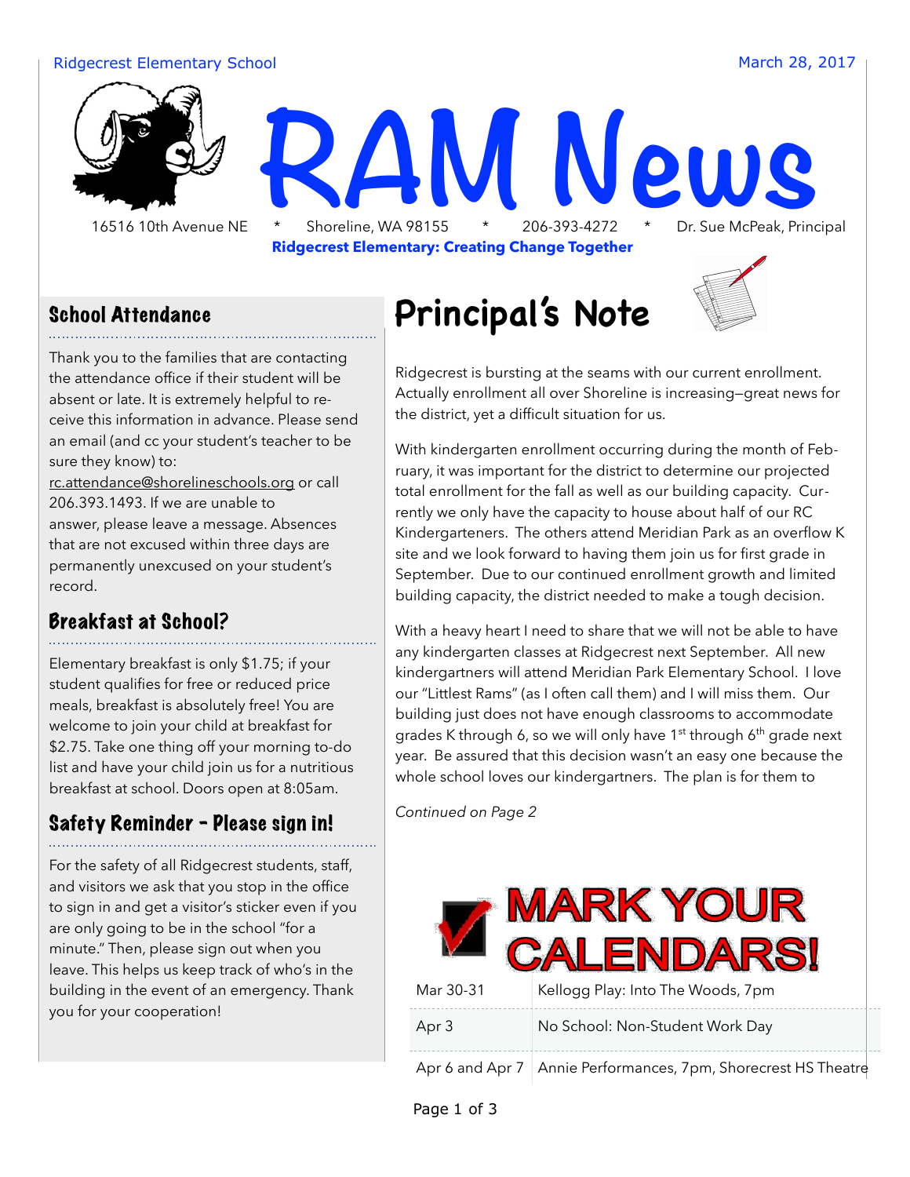Ridgecrest Elementary School — March 28, 2017

# RAM News

16516 10th Avenue NE * Shoreline, WA 98155 * 206-393-4272 * Dr. Sue McPeak, Principal

**Ridgecrest Elementary: Creating Change Together**

## School Attendance

Thank you to the families that are contacting the attendance office if their student will be absent or late. It is extremely helpful to receive this information in advance. Please send an email (and cc your student's teacher to be sure they know) to: rc.attendance@shorelineschools.org or call 206.393.1493. If we are unable to answer, please leave a message. Absences that are not excused within three days are permanently unexcused on your student's record.

## Breakfast at School?

Elementary breakfast is only $1.75; if your student qualifies for free or reduced price meals, breakfast is absolutely free! You are welcome to join your child at breakfast for $2.75. Take one thing off your morning to-do list and have your child join us for a nutritious breakfast at school. Doors open at 8:05am.

## Safety Reminder - Please sign in!

For the safety of all Ridgecrest students, staff, and visitors we ask that you stop in the office to sign in and get a visitor's sticker even if you are only going to be in the school "for a minute." Then, please sign out when you leave. This helps us keep track of who's in the building in the event of an emergency. Thank you for your cooperation!

## Principal's Note

Ridgecrest is bursting at the seams with our current enrollment. Actually enrollment all over Shoreline is increasing—great news for the district, yet a difficult situation for us.

With kindergarten enrollment occurring during the month of February, it was important for the district to determine our projected total enrollment for the fall as well as our building capacity. Currently we only have the capacity to house about half of our RC Kindergarteners. The others attend Meridian Park as an overflow K site and we look forward to having them join us for first grade in September. Due to our continued enrollment growth and limited building capacity, the district needed to make a tough decision.

With a heavy heart I need to share that we will not be able to have any kindergarten classes at Ridgecrest next September. All new kindergartners will attend Meridian Park Elementary School. I love our "Littlest Rams" (as I often call them) and I will miss them. Our building just does not have enough classrooms to accommodate grades K through 6, so we will only have 1st through 6th grade next year. Be assured that this decision wasn't an easy one because the whole school loves our kindergartners. The plan is for them to

*Continued on Page 2*

## MARK YOUR CALENDARS!

| Date | Event |
|---|---|
| Mar 30-31 | Kellogg Play: Into The Woods, 7pm |
| Apr 3 | No School: Non-Student Work Day |
| Apr 6 and Apr 7 | Annie Performances, 7pm, Shorecrest HS Theatre |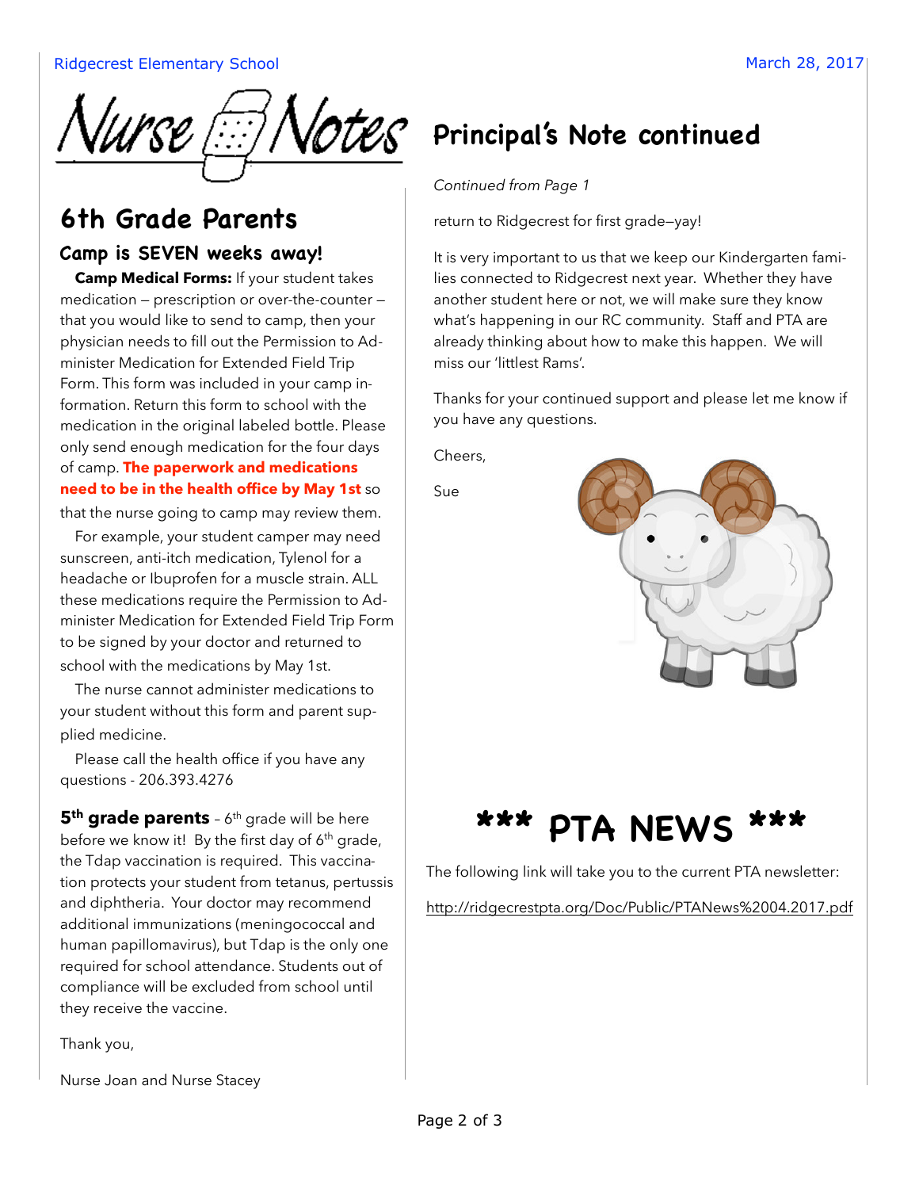# Nurse Notes

## 6th Grade Parents

### Camp is SEVEN weeks away!

**Camp Medical Forms:** If your student takes medication – prescription or over-the-counter – that you would like to send to camp, then your physician needs to fill out the Permission to Administer Medication for Extended Field Trip Form. This form was included in your camp information. Return this form to school with the medication in the original labeled bottle. Please only send enough medication for the four days of camp. **The paperwork and medications need to be in the health office by May 1st** so that the nurse going to camp may review them.

For example, your student camper may need sunscreen, anti-itch medication, Tylenol for a headache or Ibuprofen for a muscle strain. ALL these medications require the Permission to Administer Medication for Extended Field Trip Form to be signed by your doctor and returned to school with the medications by May 1st.

The nurse cannot administer medications to your student without this form and parent supplied medicine.

Please call the health office if you have any questions - 206.393.4276

**5th grade parents** – 6th grade will be here before we know it! By the first day of 6th grade, the Tdap vaccination is required. This vaccination protects your student from tetanus, pertussis and diphtheria. Your doctor may recommend additional immunizations (meningococcal and human papillomavirus), but Tdap is the only one required for school attendance. Students out of compliance will be excluded from school until they receive the vaccine.

Thank you,

Nurse Joan and Nurse Stacey

# Principal's Note continued

*Continued from Page 1*

return to Ridgecrest for first grade—yay!

It is very important to us that we keep our Kindergarten families connected to Ridgecrest next year. Whether they have another student here or not, we will make sure they know what's happening in our RC community. Staff and PTA are already thinking about how to make this happen. We will miss our 'littlest Rams'.

Thanks for your continued support and please let me know if you have any questions.

Cheers,

Sue

# *** PTA NEWS ***

The following link will take you to the current PTA newsletter:

http://ridgecrestpta.org/Doc/Public/PTANews%2004.2017.pdf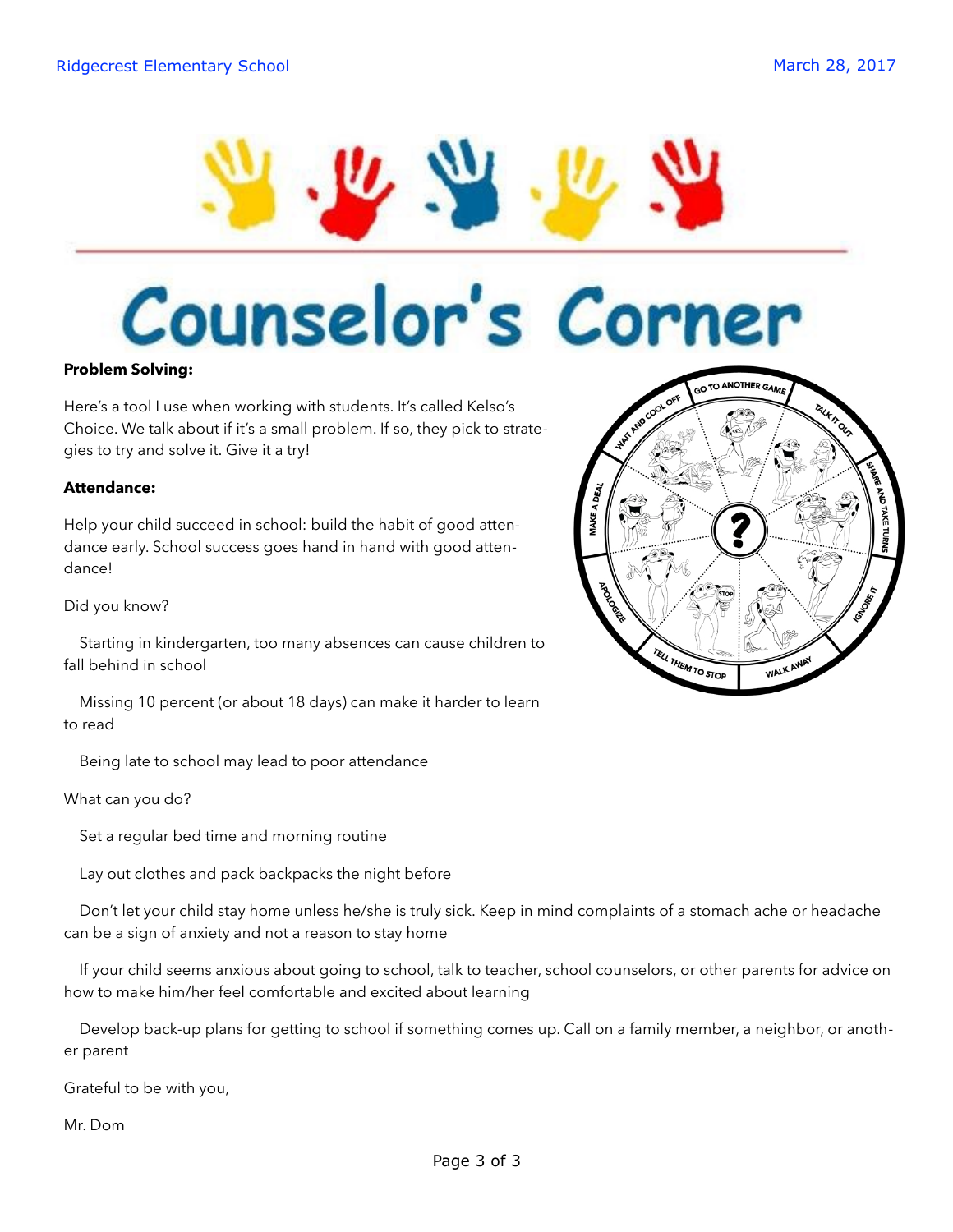# Counselor's Corner

**Problem Solving:**

Here's a tool I use when working with students. It's called Kelso's Choice. We talk about if it's a small problem. If so, they pick to strategies to try and solve it. Give it a try!

GO TO ANOTHER GAME
TALK IT OUT
SHARE AND TAKE TURNS
IGNORE IT
WALK AWAY
TELL THEM TO STOP
APOLOGIZE
MAKE A DEAL
WAIT AND COOL OFF
STOP
?

**Attendance:**

Help your child succeed in school: build the habit of good attendance early. School success goes hand in hand with good attendance!

Did you know?

Starting in kindergarten, too many absences can cause children to fall behind in school

Missing 10 percent (or about 18 days) can make it harder to learn to read

Being late to school may lead to poor attendance

What can you do?

Set a regular bed time and morning routine

Lay out clothes and pack backpacks the night before

Don't let your child stay home unless he/she is truly sick. Keep in mind complaints of a stomach ache or headache can be a sign of anxiety and not a reason to stay home

If your child seems anxious about going to school, talk to teacher, school counselors, or other parents for advice on how to make him/her feel comfortable and excited about learning

Develop back-up plans for getting to school if something comes up. Call on a family member, a neighbor, or another parent

Grateful to be with you,

Mr. Dom